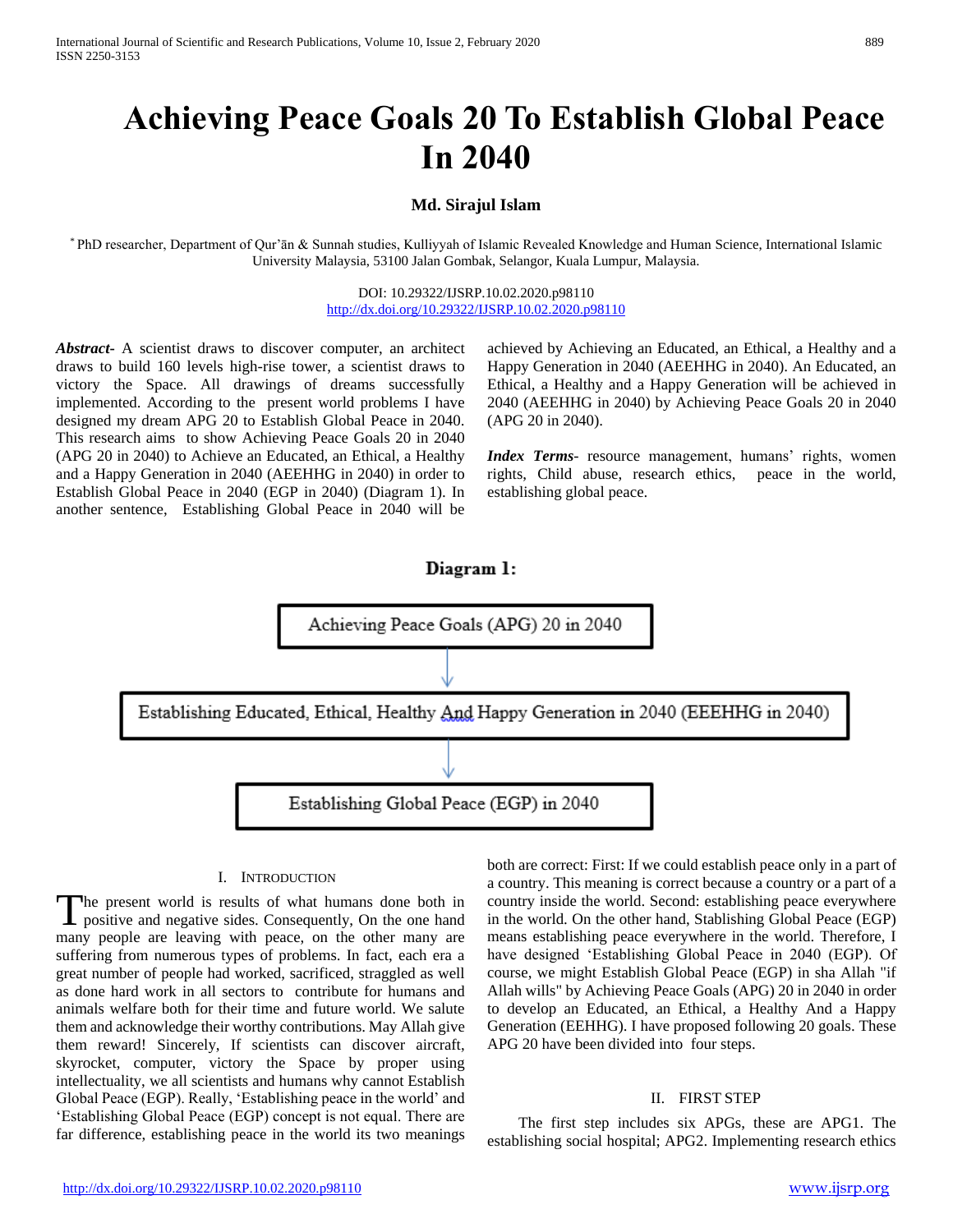# Achieving Peace Goals 20 To Establish Global Peace In 2040

**Md. Sirajul Islam**

[*] PhD researcher, Department of Qur'ān & Sunnah studies, Kulliyyah of Islamic Revealed Knowledge and Human Science, International Islamic University Malaysia, 53100 Jalan Gombak, Selangor, Kuala Lumpur, Malaysia.

DOI: 10.29322/IJSRP.10.02.2020.p98110
http://dx.doi.org/10.29322/IJSRP.10.02.2020.p98110

***Abstract***- A scientist draws to discover computer, an architect draws to build 160 levels high-rise tower, a scientist draws to victory the Space. All drawings of dreams successfully implemented. According to the present world problems I have designed my dream APG 20 to Establish Global Peace in 2040. This research aims to show Achieving Peace Goals 20 in 2040 (APG 20 in 2040) to Achieve an Educated, an Ethical, a Healthy and a Happy Generation in 2040 (AEEHHG in 2040) in order to Establish Global Peace in 2040 (EGP in 2040) (Diagram 1). In another sentence, Establishing Global Peace in 2040 will be achieved by Achieving an Educated, an Ethical, a Healthy and a Happy Generation in 2040 (AEEHHG in 2040). An Educated, an Ethical, a Healthy and a Happy Generation will be achieved in 2040 (AEEHHG in 2040) by Achieving Peace Goals 20 in 2040 (APG 20 in 2040).

***Index Terms***- resource management, humans' rights, women rights, Child abuse, research ethics, peace in the world, establishing global peace.

**Diagram 1:**

Achieving Peace Goals (APG) 20 in 2040

↓

Establishing Educated, Ethical, Healthy And Happy Generation in 2040 (EEEHHG in 2040)

↓

Establishing Global Peace (EGP) in 2040

## I. Introduction

The present world is results of what humans done both in positive and negative sides. Consequently, On the one hand many people are leaving with peace, on the other many are suffering from numerous types of problems. In fact, each era a great number of people had worked, sacrificed, straggled as well as done hard work in all sectors to contribute for humans and animals welfare both for their time and future world. We salute them and acknowledge their worthy contributions. May Allah give them reward! Sincerely, If scientists can discover aircraft, skyrocket, computer, victory the Space by proper using intellectuality, we all scientists and humans why cannot Establish Global Peace (EGP). Really, 'Establishing peace in the world' and 'Establishing Global Peace (EGP) concept is not equal. There are far difference, establishing peace in the world its two meanings both are correct: First: If we could establish peace only in a part of a country. This meaning is correct because a country or a part of a country inside the world. Second: establishing peace everywhere in the world. On the other hand, Stablishing Global Peace (EGP) means establishing peace everywhere in the world. Therefore, I have designed 'Establishing Global Peace in 2040 (EGP). Of course, we might Establish Global Peace (EGP) in sha Allah "if Allah wills" by Achieving Peace Goals (APG) 20 in 2040 in order to develop an Educated, an Ethical, a Healthy And a Happy Generation (EEHHG). I have proposed following 20 goals. These APG 20 have been divided into four steps.

## II. First Step

The first step includes six APGs, these are APG1. The establishing social hospital; APG2. Implementing research ethics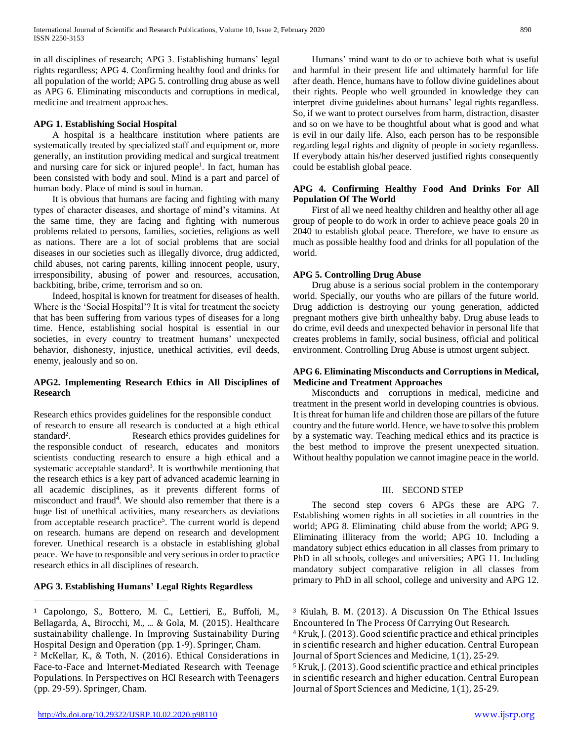in all disciplines of research; APG 3. Establishing humans' legal rights regardless; APG 4. Confirming healthy food and drinks for all population of the world; APG 5. controlling drug abuse as well as APG 6. Eliminating misconducts and corruptions in medical, medicine and treatment approaches.

**APG 1. Establishing Social Hospital**

A hospital is a healthcare institution where patients are systematically treated by specialized staff and equipment or, more generally, an institution providing medical and surgical treatment and nursing care for sick or injured people[1]. In fact, human has been consisted with body and soul. Mind is a part and parcel of human body. Place of mind is soul in human.

It is obvious that humans are facing and fighting with many types of character diseases, and shortage of mind's vitamins. At the same time, they are facing and fighting with numerous problems related to persons, families, societies, religions as well as nations. There are a lot of social problems that are social diseases in our societies such as illegally divorce, drug addicted, child abuses, not caring parents, killing innocent people, usury, irresponsibility, abusing of power and resources, accusation, backbiting, bribe, crime, terrorism and so on.

Indeed, hospital is known for treatment for diseases of health. Where is the 'Social Hospital'? It is vital for treatment the society that has been suffering from various types of diseases for a long time. Hence, establishing social hospital is essential in our societies, in every country to treatment humans' unexpected behavior, dishonesty, injustice, unethical activities, evil deeds, enemy, jealously and so on.

**APG2. Implementing Research Ethics in All Disciplines of Research**

Research ethics provides guidelines for the responsible conduct of research to ensure all research is conducted at a high ethical standard[2]. Research ethics provides guidelines for the responsible conduct of research, educates and monitors scientists conducting research to ensure a high ethical and a systematic acceptable standard[3]. It is worthwhile mentioning that the research ethics is a key part of advanced academic learning in all academic disciplines, as it prevents different forms of misconduct and fraud[4]. We should also remember that there is a huge list of unethical activities, many researchers as deviations from acceptable research practice[5]. The current world is depend on research. humans are depend on research and development forever. Unethical research is a obstacle in establishing global peace. We have to responsible and very serious in order to practice research ethics in all disciplines of research.

**APG 3. Establishing Humans' Legal Rights Regardless**

Humans' mind want to do or to achieve both what is useful and harmful in their present life and ultimately harmful for life after death. Hence, humans have to follow divine guidelines about their rights. People who well grounded in knowledge they can interpret divine guidelines about humans' legal rights regardless. So, if we want to protect ourselves from harm, distraction, disaster and so on we have to be thoughtful about what is good and what is evil in our daily life. Also, each person has to be responsible regarding legal rights and dignity of people in society regardless. If everybody attain his/her deserved justified rights consequently could be establish global peace.

**APG 4. Confirming Healthy Food And Drinks For All Population Of The World**

First of all we need healthy children and healthy other all age group of people to do work in order to achieve peace goals 20 in 2040 to establish global peace. Therefore, we have to ensure as much as possible healthy food and drinks for all population of the world.

**APG 5. Controlling Drug Abuse**

Drug abuse is a serious social problem in the contemporary world. Specially, our youths who are pillars of the future world. Drug addiction is destroying our young generation, addicted pregnant mothers give birth unhealthy baby. Drug abuse leads to do crime, evil deeds and unexpected behavior in personal life that creates problems in family, social business, official and political environment. Controlling Drug Abuse is utmost urgent subject.

**APG 6. Eliminating Misconducts and Corruptions in Medical, Medicine and Treatment Approaches**

Misconducts and corruptions in medical, medicine and treatment in the present world in developing countries is obvious. It is threat for human life and children those are pillars of the future country and the future world. Hence, we have to solve this problem by a systematic way. Teaching medical ethics and its practice is the best method to improve the present unexpected situation. Without healthy population we cannot imagine peace in the world.

## III. SECOND STEP

The second step covers 6 APGs these are APG 7. Establishing women rights in all societies in all countries in the world; APG 8. Eliminating child abuse from the world; APG 9. Eliminating illiteracy from the world; APG 10. Including a mandatory subject ethics education in all classes from primary to PhD in all schools, colleges and universities; APG 11. Including mandatory subject comparative religion in all classes from primary to PhD in all school, college and university and APG 12.

---

[1] Capolongo, S., Bottero, M. C., Lettieri, E., Buffoli, M., Bellagarda, A., Birocchi, M., ... & Gola, M. (2015). Healthcare sustainability challenge. In Improving Sustainability During Hospital Design and Operation (pp. 1-9). Springer, Cham.

[2] McKellar, K., & Toth, N. (2016). Ethical Considerations in Face-to-Face and Internet-Mediated Research with Teenage Populations. In Perspectives on HCI Research with Teenagers (pp. 29-59). Springer, Cham.

[3] Kiulah, B. M. (2013). A Discussion On The Ethical Issues Encountered In The Process Of Carrying Out Research.

[4] Kruk, J. (2013). Good scientific practice and ethical principles in scientific research and higher education. Central European Journal of Sport Sciences and Medicine, 1(1), 25-29.

[5] Kruk, J. (2013). Good scientific practice and ethical principles in scientific research and higher education. Central European Journal of Sport Sciences and Medicine, 1(1), 25-29.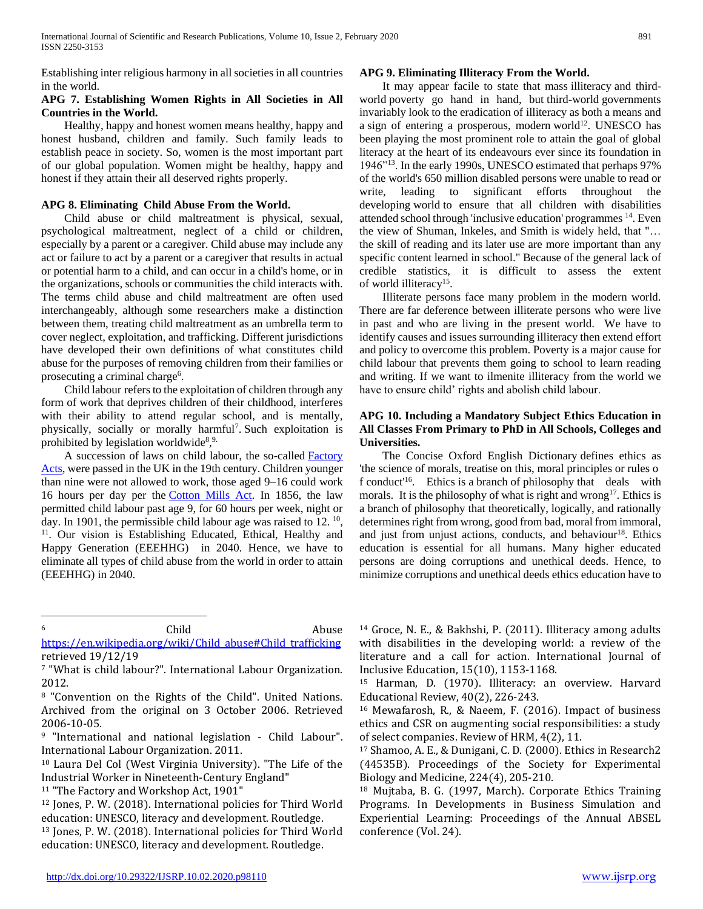Establishing inter religious harmony in all societies in all countries in the world.

**APG 7. Establishing Women Rights in All Societies in All Countries in the World.**

Healthy, happy and honest women means healthy, happy and honest husband, children and family. Such family leads to establish peace in society. So, women is the most important part of our global population. Women might be healthy, happy and honest if they attain their all deserved rights properly.

**APG 8. Eliminating Child Abuse From the World.**

Child abuse or child maltreatment is physical, sexual, psychological maltreatment, neglect of a child or children, especially by a parent or a caregiver. Child abuse may include any act or failure to act by a parent or a caregiver that results in actual or potential harm to a child, and can occur in a child's home, or in the organizations, schools or communities the child interacts with. The terms child abuse and child maltreatment are often used interchangeably, although some researchers make a distinction between them, treating child maltreatment as an umbrella term to cover neglect, exploitation, and trafficking. Different jurisdictions have developed their own definitions of what constitutes child abuse for the purposes of removing children from their families or prosecuting a criminal charge[6].

Child labour refers to the exploitation of children through any form of work that deprives children of their childhood, interferes with their ability to attend regular school, and is mentally, physically, socially or morally harmful[7]. Such exploitation is prohibited by legislation worldwide[8,9].

A succession of laws on child labour, the so-called Factory Acts, were passed in the UK in the 19th century. Children younger than nine were not allowed to work, those aged 9–16 could work 16 hours per day per the Cotton Mills Act. In 1856, the law permitted child labour past age 9, for 60 hours per week, night or day. In 1901, the permissible child labour age was raised to 12. [10], [11]. Our vision is Establishing Educated, Ethical, Healthy and Happy Generation (EEEHHG) in 2040. Hence, we have to eliminate all types of child abuse from the world in order to attain (EEEHHG) in 2040.

**APG 9. Eliminating Illiteracy From the World.**

It may appear facile to state that mass illiteracy and third-world poverty go hand in hand, but third-world governments invariably look to the eradication of illiteracy as both a means and a sign of entering a prosperous, modern world[12]. UNESCO has been playing the most prominent role to attain the goal of global literacy at the heart of its endeavours ever since its foundation in 1946"[13]. In the early 1990s, UNESCO estimated that perhaps 97% of the world's 650 million disabled persons were unable to read or write, leading to significant efforts throughout the developing world to ensure that all children with disabilities attended school through 'inclusive education' programmes [14]. Even the view of Shuman, Inkeles, and Smith is widely held, that "… the skill of reading and its later use are more important than any specific content learned in school." Because of the general lack of credible statistics, it is difficult to assess the extent of world illiteracy[15].

Illiterate persons face many problem in the modern world. There are far deference between illiterate persons who were live in past and who are living in the present world. We have to identify causes and issues surrounding illiteracy then extend effort and policy to overcome this problem. Poverty is a major cause for child labour that prevents them going to school to learn reading and writing. If we want to ilmenite illiteracy from the world we have to ensure child' rights and abolish child labour.

**APG 10. Including a Mandatory Subject Ethics Education in All Classes From Primary to PhD in All Schools, Colleges and Universities.**

The Concise Oxford English Dictionary defines ethics as 'the science of morals, treatise on this, moral principles or rules o f conduct'[16]. Ethics is a branch of philosophy that deals with morals. It is the philosophy of what is right and wrong[17]. Ethics is a branch of philosophy that theoretically, logically, and rationally determines right from wrong, good from bad, moral from immoral, and just from unjust actions, conducts, and behaviour[18]. Ethics education is essential for all humans. Many higher educated persons are doing corruptions and unethical deeds. Hence, to minimize corruptions and unethical deeds ethics education have to

---

[6] Child Abuse https://en.wikipedia.org/wiki/Child_abuse#Child_trafficking retrieved 19/12/19

[7] "What is child labour?". International Labour Organization. 2012.

[8] "Convention on the Rights of the Child". United Nations. Archived from the original on 3 October 2006. Retrieved 2006-10-05.

[9] "International and national legislation - Child Labour". International Labour Organization. 2011.

[10] Laura Del Col (West Virginia University). "The Life of the Industrial Worker in Nineteenth-Century England"

[11] "The Factory and Workshop Act, 1901"

[12] Jones, P. W. (2018). International policies for Third World education: UNESCO, literacy and development. Routledge.

[13] Jones, P. W. (2018). International policies for Third World education: UNESCO, literacy and development. Routledge.

[14] Groce, N. E., & Bakhshi, P. (2011). Illiteracy among adults with disabilities in the developing world: a review of the literature and a call for action. International Journal of Inclusive Education, 15(10), 1153-1168.

[15] Harman, D. (1970). Illiteracy: an overview. Harvard Educational Review, 40(2), 226-243.

[16] Mewafarosh, R., & Naeem, F. (2016). Impact of business ethics and CSR on augmenting social responsibilities: a study of select companies. Review of HRM, 4(2), 11.

[17] Shamoo, A. E., & Dunigani, C. D. (2000). Ethics in Research2 (44535B). Proceedings of the Society for Experimental Biology and Medicine, 224(4), 205-210.

[18] Mujtaba, B. G. (1997, March). Corporate Ethics Training Programs. In Developments in Business Simulation and Experiential Learning: Proceedings of the Annual ABSEL conference (Vol. 24).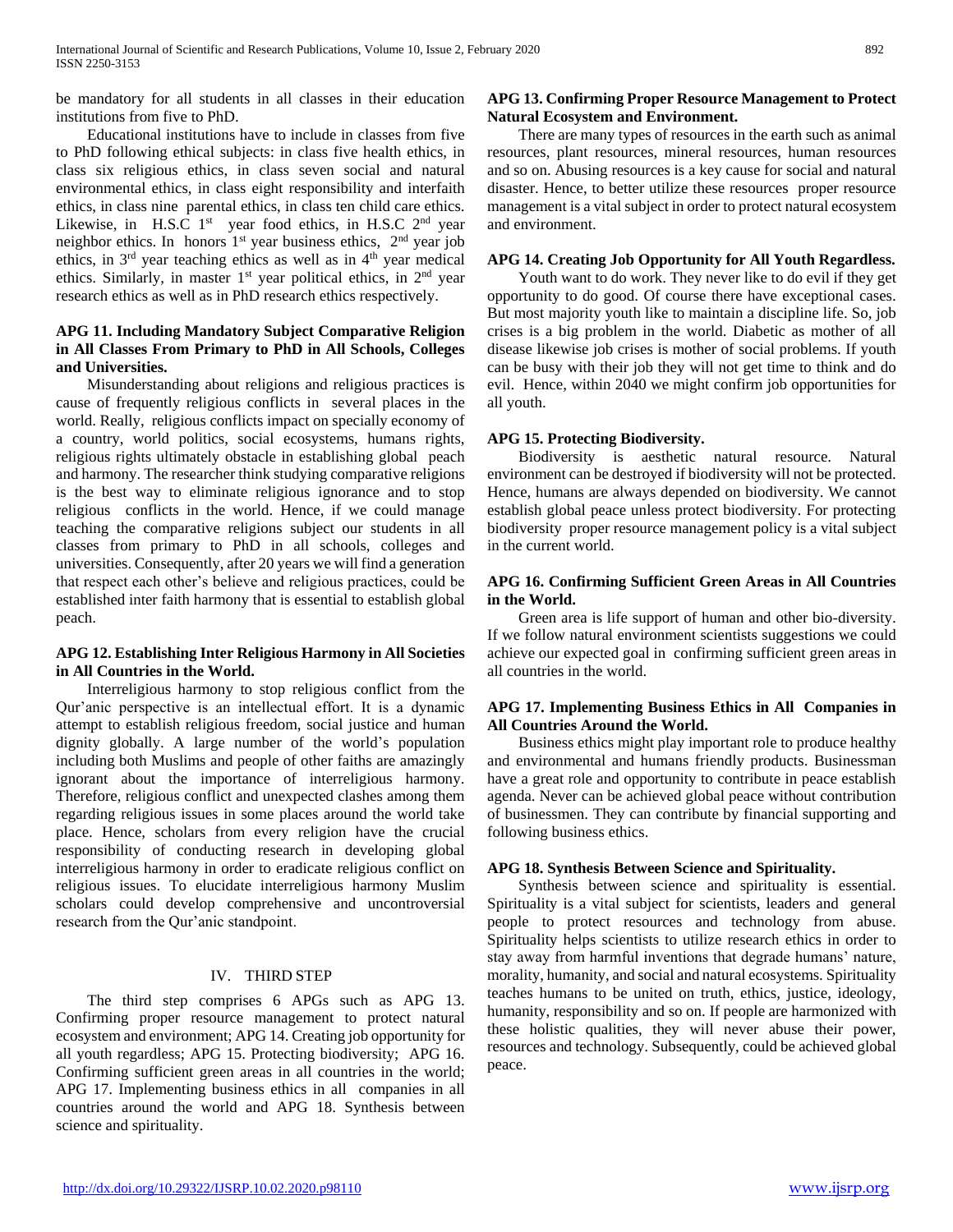be mandatory for all students in all classes in their education institutions from five to PhD.

Educational institutions have to include in classes from five to PhD following ethical subjects: in class five health ethics, in class six religious ethics, in class seven social and natural environmental ethics, in class eight responsibility and interfaith ethics, in class nine parental ethics, in class ten child care ethics. Likewise, in H.S.C 1st year food ethics, in H.S.C 2nd year neighbor ethics. In honors 1st year business ethics, 2nd year job ethics, in 3rd year teaching ethics as well as in 4th year medical ethics. Similarly, in master 1st year political ethics, in 2nd year research ethics as well as in PhD research ethics respectively.

**APG 11. Including Mandatory Subject Comparative Religion in All Classes From Primary to PhD in All Schools, Colleges and Universities.**

Misunderstanding about religions and religious practices is cause of frequently religious conflicts in several places in the world. Really, religious conflicts impact on specially economy of a country, world politics, social ecosystems, humans rights, religious rights ultimately obstacle in establishing global peach and harmony. The researcher think studying comparative religions is the best way to eliminate religious ignorance and to stop religious conflicts in the world. Hence, if we could manage teaching the comparative religions subject our students in all classes from primary to PhD in all schools, colleges and universities. Consequently, after 20 years we will find a generation that respect each other's believe and religious practices, could be established inter faith harmony that is essential to establish global peach.

**APG 12. Establishing Inter Religious Harmony in All Societies in All Countries in the World.**

Interreligious harmony to stop religious conflict from the Qur'anic perspective is an intellectual effort. It is a dynamic attempt to establish religious freedom, social justice and human dignity globally. A large number of the world's population including both Muslims and people of other faiths are amazingly ignorant about the importance of interreligious harmony. Therefore, religious conflict and unexpected clashes among them regarding religious issues in some places around the world take place. Hence, scholars from every religion have the crucial responsibility of conducting research in developing global interreligious harmony in order to eradicate religious conflict on religious issues. To elucidate interreligious harmony Muslim scholars could develop comprehensive and uncontroversial research from the Qur'anic standpoint.

## IV. THIRD STEP

The third step comprises 6 APGs such as APG 13. Confirming proper resource management to protect natural ecosystem and environment; APG 14. Creating job opportunity for all youth regardless; APG 15. Protecting biodiversity; APG 16. Confirming sufficient green areas in all countries in the world; APG 17. Implementing business ethics in all companies in all countries around the world and APG 18. Synthesis between science and spirituality.

**APG 13. Confirming Proper Resource Management to Protect Natural Ecosystem and Environment.**

There are many types of resources in the earth such as animal resources, plant resources, mineral resources, human resources and so on. Abusing resources is a key cause for social and natural disaster. Hence, to better utilize these resources proper resource management is a vital subject in order to protect natural ecosystem and environment.

**APG 14. Creating Job Opportunity for All Youth Regardless.**

Youth want to do work. They never like to do evil if they get opportunity to do good. Of course there have exceptional cases. But most majority youth like to maintain a discipline life. So, job crises is a big problem in the world. Diabetic as mother of all disease likewise job crises is mother of social problems. If youth can be busy with their job they will not get time to think and do evil. Hence, within 2040 we might confirm job opportunities for all youth.

**APG 15. Protecting Biodiversity.**

Biodiversity is aesthetic natural resource. Natural environment can be destroyed if biodiversity will not be protected. Hence, humans are always depended on biodiversity. We cannot establish global peace unless protect biodiversity. For protecting biodiversity proper resource management policy is a vital subject in the current world.

**APG 16. Confirming Sufficient Green Areas in All Countries in the World.**

Green area is life support of human and other bio-diversity. If we follow natural environment scientists suggestions we could achieve our expected goal in confirming sufficient green areas in all countries in the world.

**APG 17. Implementing Business Ethics in All Companies in All Countries Around the World.**

Business ethics might play important role to produce healthy and environmental and humans friendly products. Businessman have a great role and opportunity to contribute in peace establish agenda. Never can be achieved global peace without contribution of businessmen. They can contribute by financial supporting and following business ethics.

**APG 18. Synthesis Between Science and Spirituality.**

Synthesis between science and spirituality is essential. Spirituality is a vital subject for scientists, leaders and general people to protect resources and technology from abuse. Spirituality helps scientists to utilize research ethics in order to stay away from harmful inventions that degrade humans' nature, morality, humanity, and social and natural ecosystems. Spirituality teaches humans to be united on truth, ethics, justice, ideology, humanity, responsibility and so on. If people are harmonized with these holistic qualities, they will never abuse their power, resources and technology. Subsequently, could be achieved global peace.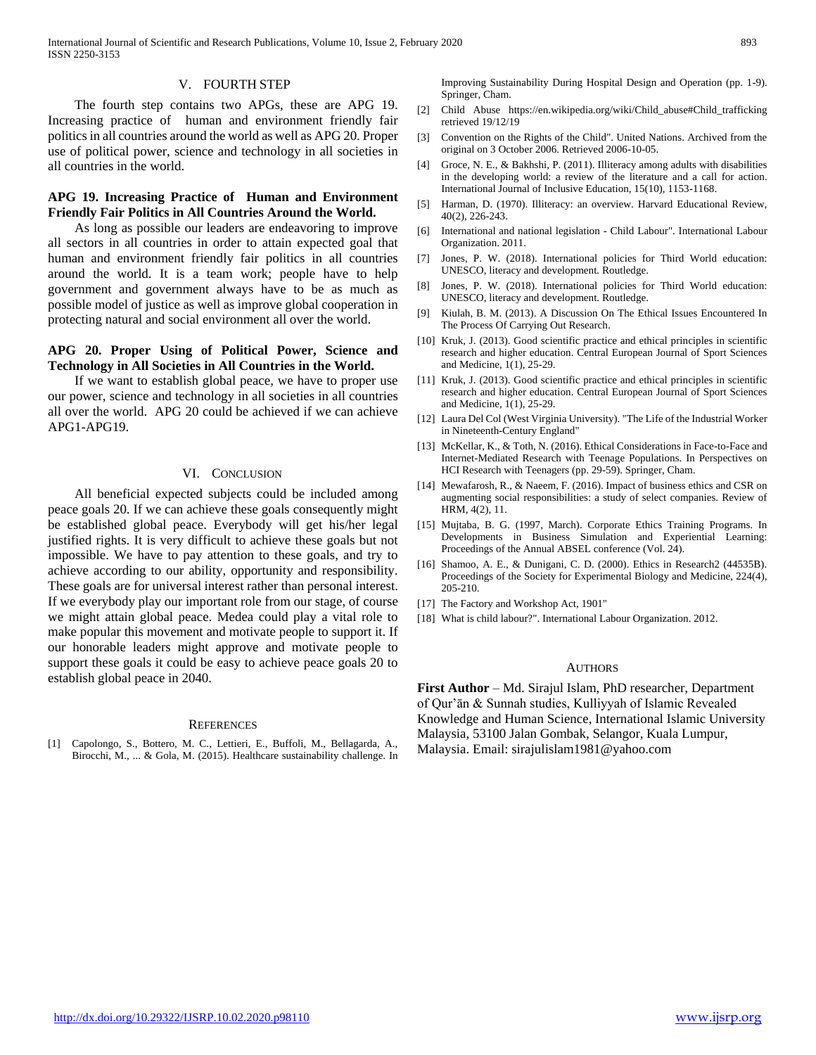## V. FOURTH STEP

The fourth step contains two APGs, these are APG 19. Increasing practice of human and environment friendly fair politics in all countries around the world as well as APG 20. Proper use of political power, science and technology in all societies in all countries in the world.

### APG 19. Increasing Practice of Human and Environment Friendly Fair Politics in All Countries Around the World.

As long as possible our leaders are endeavoring to improve all sectors in all countries in order to attain expected goal that human and environment friendly fair politics in all countries around the world. It is a team work; people have to help government and government always have to be as much as possible model of justice as well as improve global cooperation in protecting natural and social environment all over the world.

### APG 20. Proper Using of Political Power, Science and Technology in All Societies in All Countries in the World.

If we want to establish global peace, we have to proper use our power, science and technology in all societies in all countries all over the world. APG 20 could be achieved if we can achieve APG1-APG19.

## VI. CONCLUSION

All beneficial expected subjects could be included among peace goals 20. If we can achieve these goals consequently might be established global peace. Everybody will get his/her legal justified rights. It is very difficult to achieve these goals but not impossible. We have to pay attention to these goals, and try to achieve according to our ability, opportunity and responsibility. These goals are for universal interest rather than personal interest. If we everybody play our important role from our stage, of course we might attain global peace. Medea could play a vital role to make popular this movement and motivate people to support it. If our honorable leaders might approve and motivate people to support these goals it could be easy to achieve peace goals 20 to establish global peace in 2040.

## REFERENCES

[1] Capolongo, S., Bottero, M. C., Lettieri, E., Buffoli, M., Bellagarda, A., Birocchi, M., ... & Gola, M. (2015). Healthcare sustainability challenge. In Improving Sustainability During Hospital Design and Operation (pp. 1-9). Springer, Cham.

[2] Child Abuse https://en.wikipedia.org/wiki/Child_abuse#Child_trafficking retrieved 19/12/19

[3] Convention on the Rights of the Child". United Nations. Archived from the original on 3 October 2006. Retrieved 2006-10-05.

[4] Groce, N. E., & Bakhshi, P. (2011). Illiteracy among adults with disabilities in the developing world: a review of the literature and a call for action. International Journal of Inclusive Education, 15(10), 1153-1168.

[5] Harman, D. (1970). Illiteracy: an overview. Harvard Educational Review, 40(2), 226-243.

[6] International and national legislation - Child Labour". International Labour Organization. 2011.

[7] Jones, P. W. (2018). International policies for Third World education: UNESCO, literacy and development. Routledge.

[8] Jones, P. W. (2018). International policies for Third World education: UNESCO, literacy and development. Routledge.

[9] Kiulah, B. M. (2013). A Discussion On The Ethical Issues Encountered In The Process Of Carrying Out Research.

[10] Kruk, J. (2013). Good scientific practice and ethical principles in scientific research and higher education. Central European Journal of Sport Sciences and Medicine, 1(1), 25-29.

[11] Kruk, J. (2013). Good scientific practice and ethical principles in scientific research and higher education. Central European Journal of Sport Sciences and Medicine, 1(1), 25-29.

[12] Laura Del Col (West Virginia University). "The Life of the Industrial Worker in Nineteenth-Century England"

[13] McKellar, K., & Toth, N. (2016). Ethical Considerations in Face-to-Face and Internet-Mediated Research with Teenage Populations. In Perspectives on HCI Research with Teenagers (pp. 29-59). Springer, Cham.

[14] Mewafarosh, R., & Naeem, F. (2016). Impact of business ethics and CSR on augmenting social responsibilities: a study of select companies. Review of HRM, 4(2), 11.

[15] Mujtaba, B. G. (1997, March). Corporate Ethics Training Programs. In Developments in Business Simulation and Experiential Learning: Proceedings of the Annual ABSEL conference (Vol. 24).

[16] Shamoo, A. E., & Dunigani, C. D. (2000). Ethics in Research2 (44535B). Proceedings of the Society for Experimental Biology and Medicine, 224(4), 205-210.

[17] The Factory and Workshop Act, 1901"

[18] What is child labour?". International Labour Organization. 2012.

## AUTHORS

**First Author** – Md. Sirajul Islam, PhD researcher, Department of Qur'ān & Sunnah studies, Kulliyyah of Islamic Revealed Knowledge and Human Science, International Islamic University Malaysia, 53100 Jalan Gombak, Selangor, Kuala Lumpur, Malaysia. Email: sirajulislam1981@yahoo.com